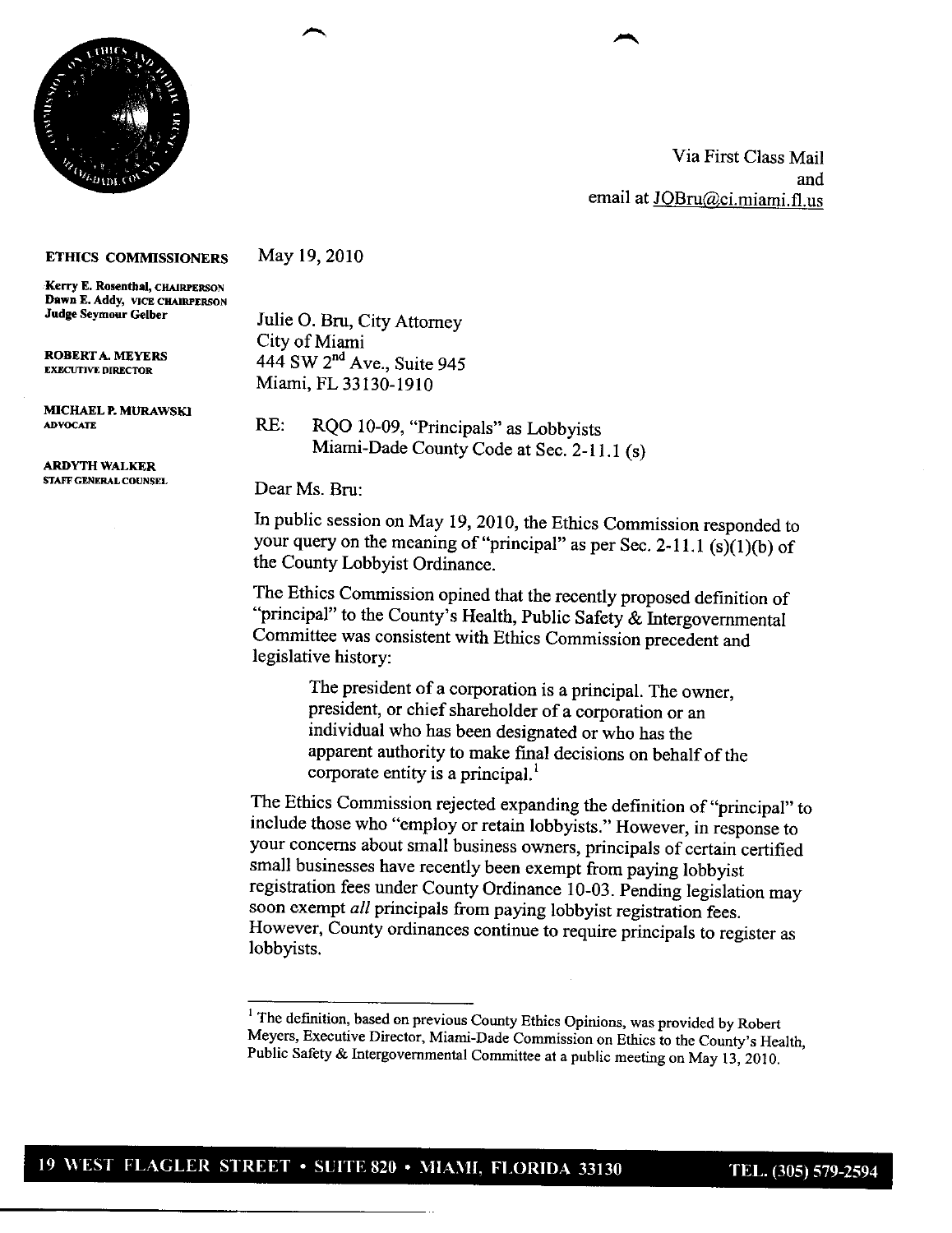Via First Class Mail
and
email at JOBru@ci.miami.fl.us

**ETHICS COMMISSIONERS**

**Kerry E. Rosenthal,** CHAIRPERSON
**Dawn E. Addy,** VICE CHAIRPERSON
**Judge Seymour Gelber**

**ROBERT A. MEYERS**
EXECUTIVE DIRECTOR

**MICHAEL P. MURAWSKI**
ADVOCATE

**ARDYTH WALKER**
STAFF GENERAL COUNSEL

May 19, 2010

Julie O. Bru, City Attorney
City of Miami
444 SW 2nd Ave., Suite 945
Miami, FL 33130-1910

RE: RQO 10-09, "Principals" as Lobbyists
Miami-Dade County Code at Sec. 2-11.1 (s)

Dear Ms. Bru:

In public session on May 19, 2010, the Ethics Commission responded to your query on the meaning of "principal" as per Sec. 2-11.1 (s)(1)(b) of the County Lobbyist Ordinance.

The Ethics Commission opined that the recently proposed definition of "principal" to the County's Health, Public Safety & Intergovernmental Committee was consistent with Ethics Commission precedent and legislative history:

> The president of a corporation is a principal. The owner, president, or chief shareholder of a corporation or an individual who has been designated or who has the apparent authority to make final decisions on behalf of the corporate entity is a principal.[1]

The Ethics Commission rejected expanding the definition of "principal" to include those who "employ or retain lobbyists." However, in response to your concerns about small business owners, principals of certain certified small businesses have recently been exempt from paying lobbyist registration fees under County Ordinance 10-03. Pending legislation may soon exempt *all* principals from paying lobbyist registration fees. However, County ordinances continue to require principals to register as lobbyists.

---

[1] The definition, based on previous County Ethics Opinions, was provided by Robert Meyers, Executive Director, Miami-Dade Commission on Ethics to the County's Health, Public Safety & Intergovernmental Committee at a public meeting on May 13, 2010.

19 WEST FLAGLER STREET • SUITE 820 • MIAMI, FLORIDA 33130 TEL. (305) 579-2594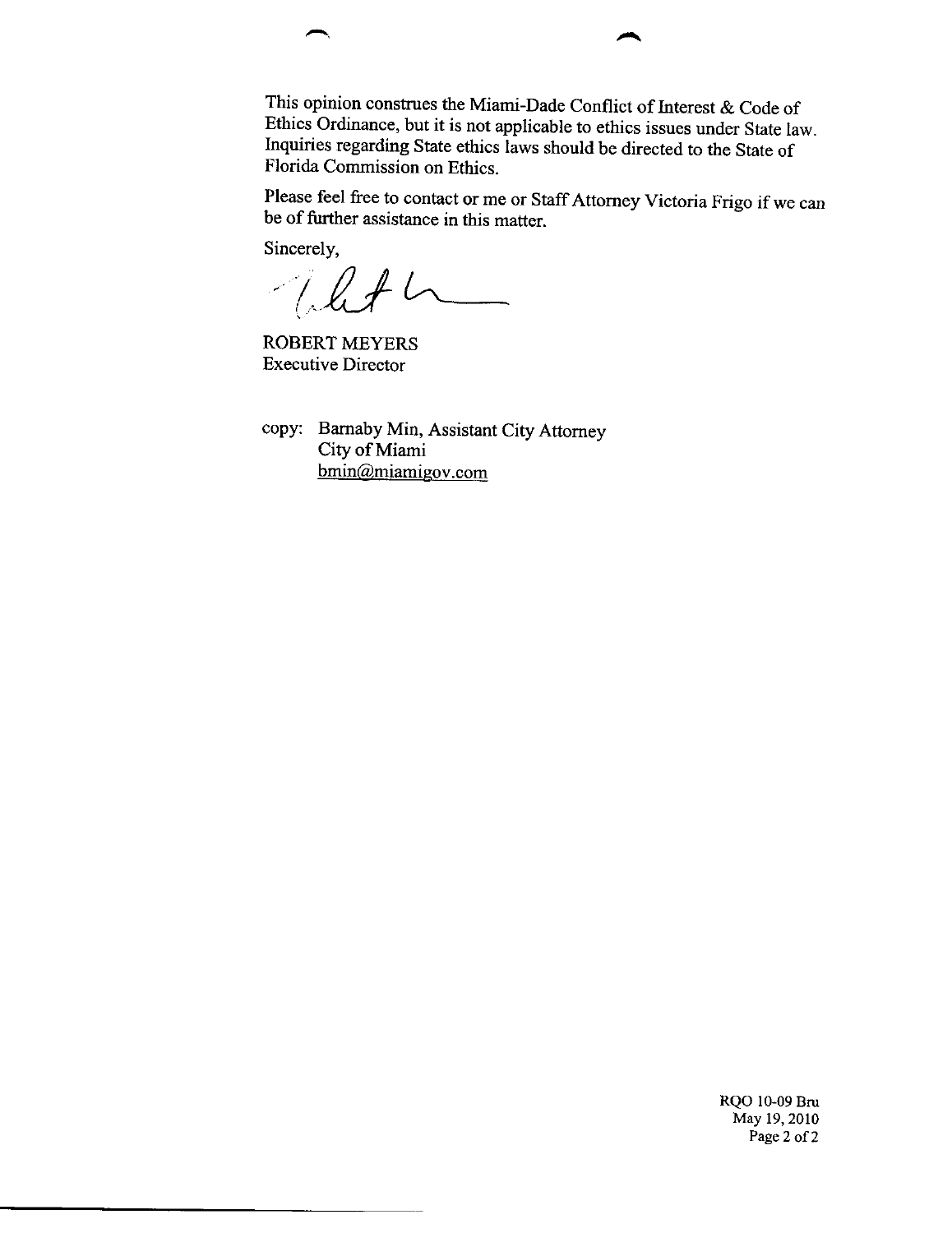This opinion construes the Miami-Dade Conflict of Interest & Code of Ethics Ordinance, but it is not applicable to ethics issues under State law. Inquiries regarding State ethics laws should be directed to the State of Florida Commission on Ethics.

Please feel free to contact or me or Staff Attorney Victoria Frigo if we can be of further assistance in this matter.

Sincerely,

ROBERT MEYERS
Executive Director

copy: Barnaby Min, Assistant City Attorney
City of Miami
bmin@miamigov.com

RQO 10-09 Bru
May 19, 2010